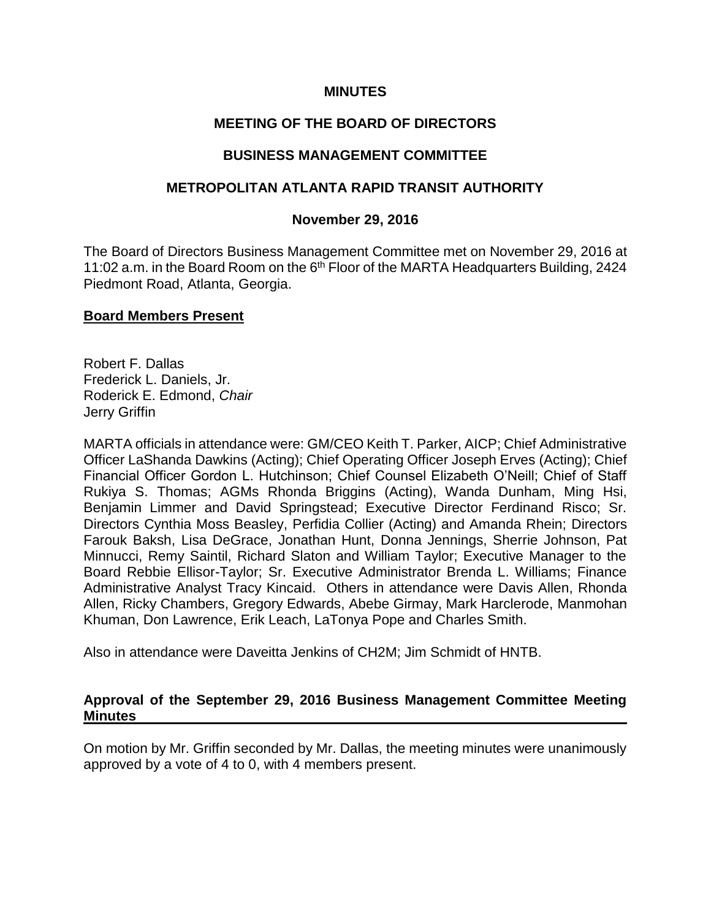**MINUTES**

**MEETING OF THE BOARD OF DIRECTORS**

**BUSINESS MANAGEMENT COMMITTEE**

**METROPOLITAN ATLANTA RAPID TRANSIT AUTHORITY**

**November 29, 2016**

The Board of Directors Business Management Committee met on November 29, 2016 at 11:02 a.m. in the Board Room on the 6th Floor of the MARTA Headquarters Building, 2424 Piedmont Road, Atlanta, Georgia.

**Board Members Present**

Robert F. Dallas
Frederick L. Daniels, Jr.
Roderick E. Edmond, *Chair*
Jerry Griffin

MARTA officials in attendance were: GM/CEO Keith T. Parker, AICP; Chief Administrative Officer LaShanda Dawkins (Acting); Chief Operating Officer Joseph Erves (Acting); Chief Financial Officer Gordon L. Hutchinson; Chief Counsel Elizabeth O'Neill; Chief of Staff Rukiya S. Thomas; AGMs Rhonda Briggins (Acting), Wanda Dunham, Ming Hsi, Benjamin Limmer and David Springstead; Executive Director Ferdinand Risco; Sr. Directors Cynthia Moss Beasley, Perfidia Collier (Acting) and Amanda Rhein; Directors Farouk Baksh, Lisa DeGrace, Jonathan Hunt, Donna Jennings, Sherrie Johnson, Pat Minnucci, Remy Saintil, Richard Slaton and William Taylor; Executive Manager to the Board Rebbie Ellisor-Taylor; Sr. Executive Administrator Brenda L. Williams; Finance Administrative Analyst Tracy Kincaid. Others in attendance were Davis Allen, Rhonda Allen, Ricky Chambers, Gregory Edwards, Abebe Girmay, Mark Harclerode, Manmohan Khuman, Don Lawrence, Erik Leach, LaTonya Pope and Charles Smith.

Also in attendance were Daveitta Jenkins of CH2M; Jim Schmidt of HNTB.

**Approval of the September 29, 2016 Business Management Committee Meeting Minutes**

On motion by Mr. Griffin seconded by Mr. Dallas, the meeting minutes were unanimously approved by a vote of 4 to 0, with 4 members present.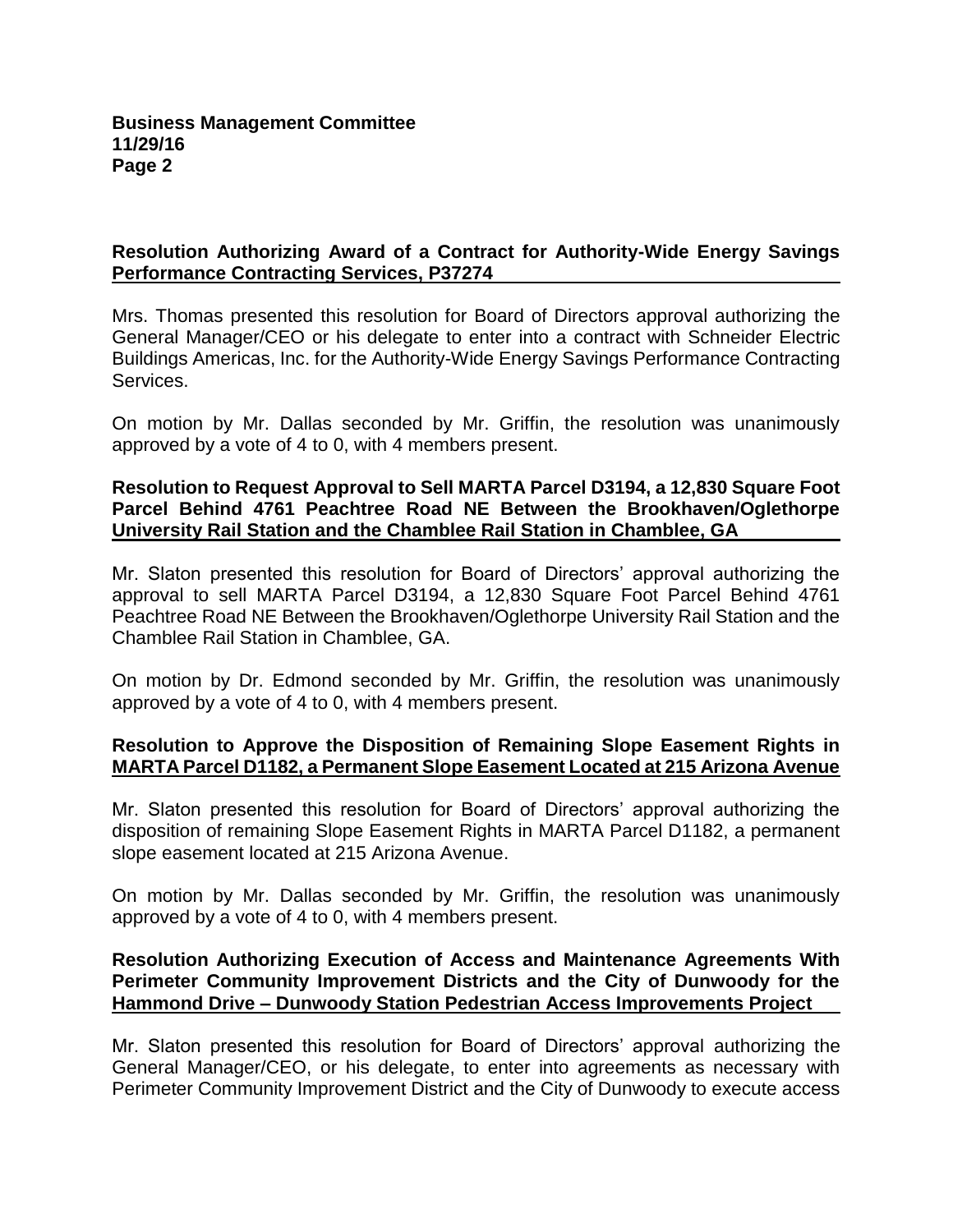**Resolution Authorizing Award of a Contract for Authority-Wide Energy Savings Performance Contracting Services, P37274**

Mrs. Thomas presented this resolution for Board of Directors approval authorizing the General Manager/CEO or his delegate to enter into a contract with Schneider Electric Buildings Americas, Inc. for the Authority-Wide Energy Savings Performance Contracting Services.

On motion by Mr. Dallas seconded by Mr. Griffin, the resolution was unanimously approved by a vote of 4 to 0, with 4 members present.

**Resolution to Request Approval to Sell MARTA Parcel D3194, a 12,830 Square Foot Parcel Behind 4761 Peachtree Road NE Between the Brookhaven/Oglethorpe University Rail Station and the Chamblee Rail Station in Chamblee, GA**

Mr. Slaton presented this resolution for Board of Directors' approval authorizing the approval to sell MARTA Parcel D3194, a 12,830 Square Foot Parcel Behind 4761 Peachtree Road NE Between the Brookhaven/Oglethorpe University Rail Station and the Chamblee Rail Station in Chamblee, GA.

On motion by Dr. Edmond seconded by Mr. Griffin, the resolution was unanimously approved by a vote of 4 to 0, with 4 members present.

**Resolution to Approve the Disposition of Remaining Slope Easement Rights in MARTA Parcel D1182, a Permanent Slope Easement Located at 215 Arizona Avenue**

Mr. Slaton presented this resolution for Board of Directors' approval authorizing the disposition of remaining Slope Easement Rights in MARTA Parcel D1182, a permanent slope easement located at 215 Arizona Avenue.

On motion by Mr. Dallas seconded by Mr. Griffin, the resolution was unanimously approved by a vote of 4 to 0, with 4 members present.

**Resolution Authorizing Execution of Access and Maintenance Agreements With Perimeter Community Improvement Districts and the City of Dunwoody for the Hammond Drive – Dunwoody Station Pedestrian Access Improvements Project**

Mr. Slaton presented this resolution for Board of Directors' approval authorizing the General Manager/CEO, or his delegate, to enter into agreements as necessary with Perimeter Community Improvement District and the City of Dunwoody to execute access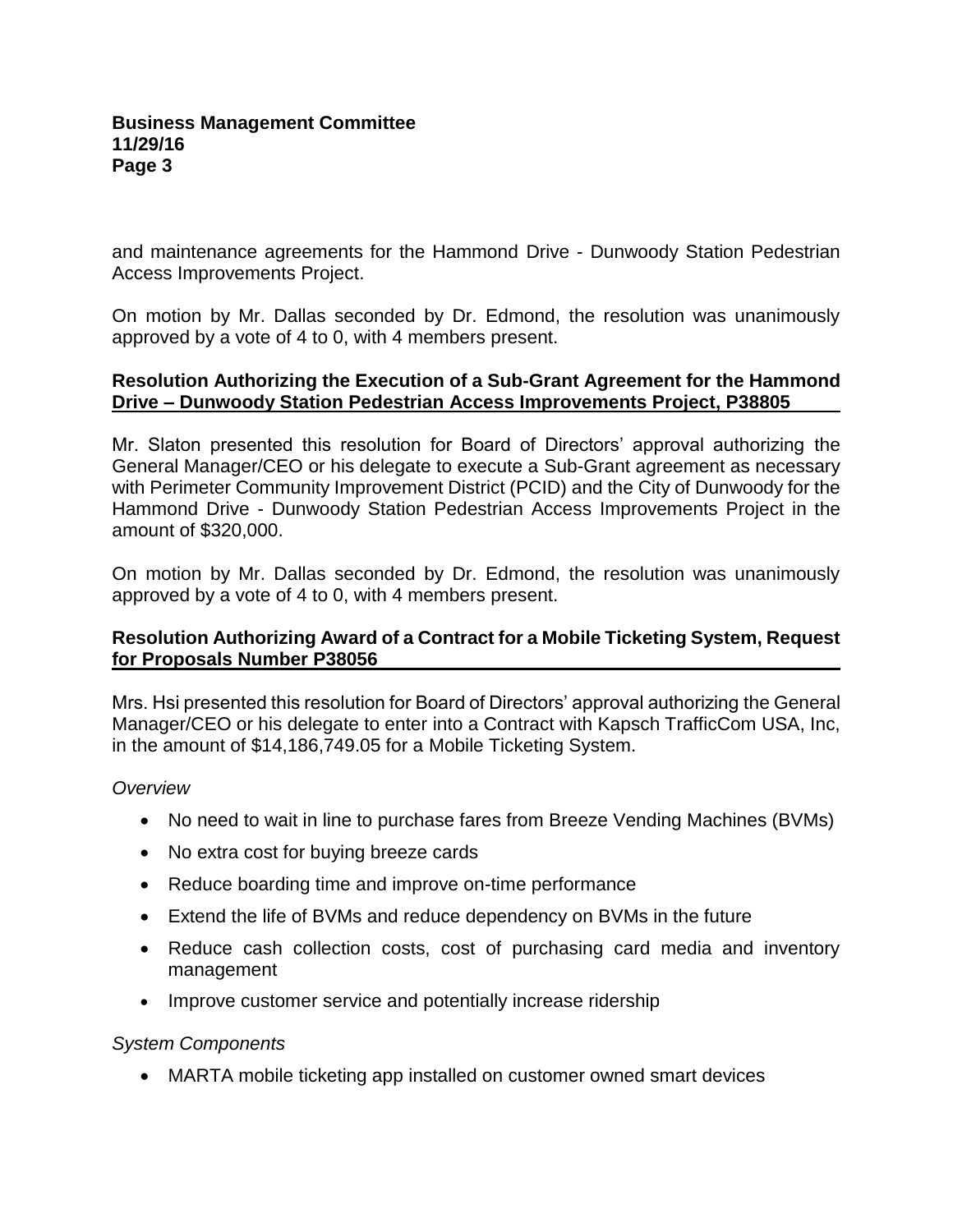and maintenance agreements for the Hammond Drive - Dunwoody Station Pedestrian Access Improvements Project.

On motion by Mr. Dallas seconded by Dr. Edmond, the resolution was unanimously approved by a vote of 4 to 0, with 4 members present.

**Resolution Authorizing the Execution of a Sub-Grant Agreement for the Hammond Drive – Dunwoody Station Pedestrian Access Improvements Project, P38805**

Mr. Slaton presented this resolution for Board of Directors' approval authorizing the General Manager/CEO or his delegate to execute a Sub-Grant agreement as necessary with Perimeter Community Improvement District (PCID) and the City of Dunwoody for the Hammond Drive - Dunwoody Station Pedestrian Access Improvements Project in the amount of $320,000.

On motion by Mr. Dallas seconded by Dr. Edmond, the resolution was unanimously approved by a vote of 4 to 0, with 4 members present.

**Resolution Authorizing Award of a Contract for a Mobile Ticketing System, Request for Proposals Number P38056**

Mrs. Hsi presented this resolution for Board of Directors' approval authorizing the General Manager/CEO or his delegate to enter into a Contract with Kapsch TrafficCom USA, Inc, in the amount of $14,186,749.05 for a Mobile Ticketing System.

*Overview*

- No need to wait in line to purchase fares from Breeze Vending Machines (BVMs)
- No extra cost for buying breeze cards
- Reduce boarding time and improve on-time performance
- Extend the life of BVMs and reduce dependency on BVMs in the future
- Reduce cash collection costs, cost of purchasing card media and inventory management
- Improve customer service and potentially increase ridership

*System Components*

- MARTA mobile ticketing app installed on customer owned smart devices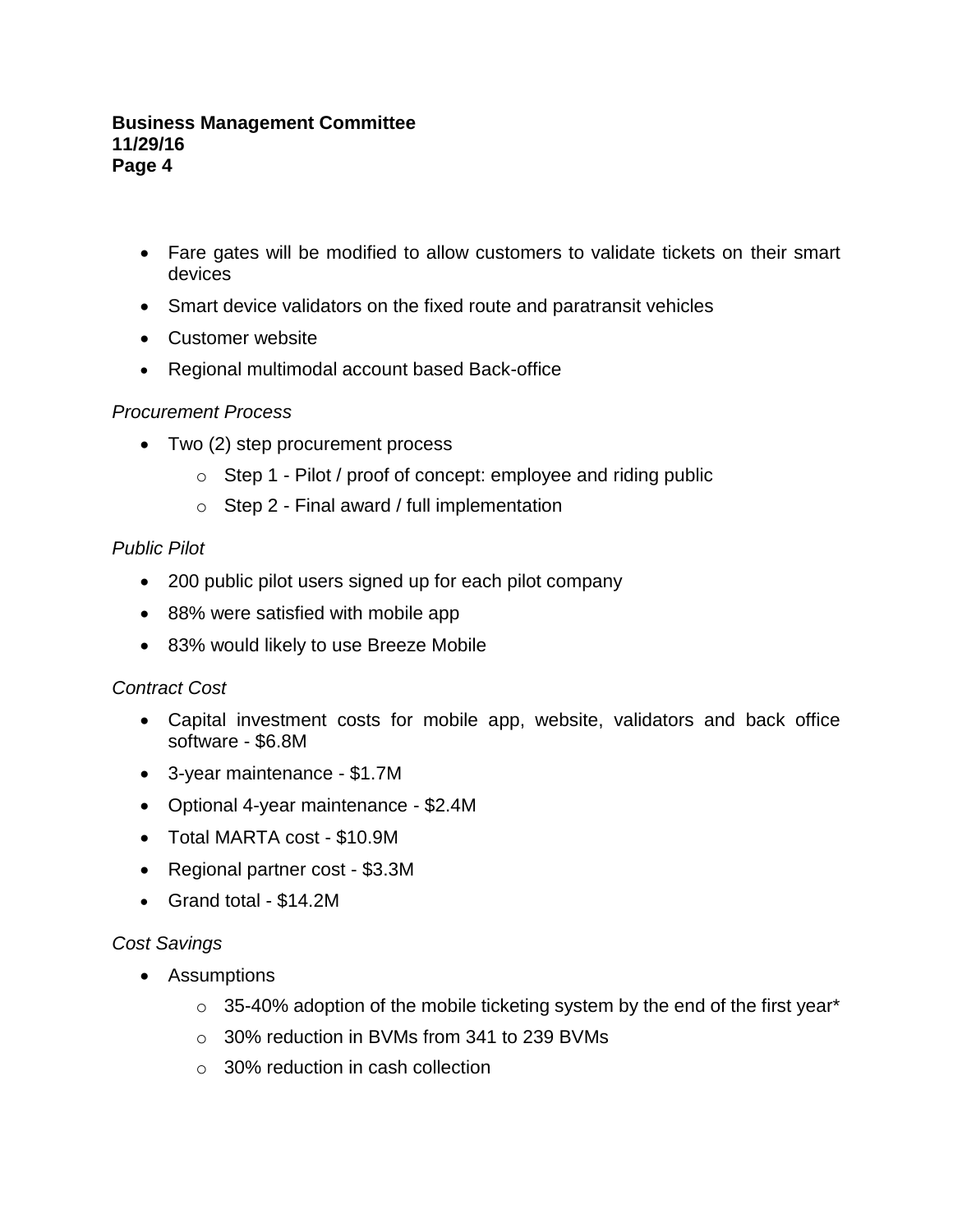- Fare gates will be modified to allow customers to validate tickets on their smart devices
- Smart device validators on the fixed route and paratransit vehicles
- Customer website
- Regional multimodal account based Back-office

*Procurement Process*

- Two (2) step procurement process
  - Step 1 - Pilot / proof of concept: employee and riding public
  - Step 2 - Final award / full implementation

*Public Pilot*

- 200 public pilot users signed up for each pilot company
- 88% were satisfied with mobile app
- 83% would likely to use Breeze Mobile

*Contract Cost*

- Capital investment costs for mobile app, website, validators and back office software - $6.8M
- 3-year maintenance - $1.7M
- Optional 4-year maintenance - $2.4M
- Total MARTA cost - $10.9M
- Regional partner cost - $3.3M
- Grand total - $14.2M

*Cost Savings*

- Assumptions
  - 35-40% adoption of the mobile ticketing system by the end of the first year*
  - 30% reduction in BVMs from 341 to 239 BVMs
  - 30% reduction in cash collection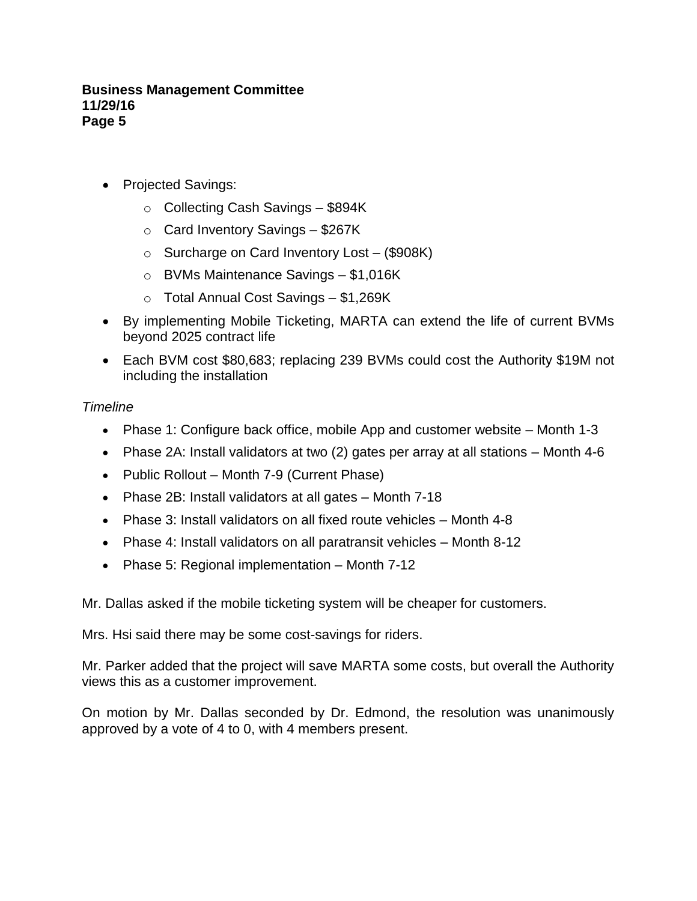- Projected Savings:
    - Collecting Cash Savings – $894K
    - Card Inventory Savings – $267K
    - Surcharge on Card Inventory Lost – ($908K)
    - BVMs Maintenance Savings – $1,016K
    - Total Annual Cost Savings – $1,269K
- By implementing Mobile Ticketing, MARTA can extend the life of current BVMs beyond 2025 contract life
- Each BVM cost $80,683; replacing 239 BVMs could cost the Authority $19M not including the installation

*Timeline*

- Phase 1: Configure back office, mobile App and customer website – Month 1-3
- Phase 2A: Install validators at two (2) gates per array at all stations – Month 4-6
- Public Rollout – Month 7-9 (Current Phase)
- Phase 2B: Install validators at all gates – Month 7-18
- Phase 3: Install validators on all fixed route vehicles – Month 4-8
- Phase 4: Install validators on all paratransit vehicles – Month 8-12
- Phase 5: Regional implementation – Month 7-12

Mr. Dallas asked if the mobile ticketing system will be cheaper for customers.

Mrs. Hsi said there may be some cost-savings for riders.

Mr. Parker added that the project will save MARTA some costs, but overall the Authority views this as a customer improvement.

On motion by Mr. Dallas seconded by Dr. Edmond, the resolution was unanimously approved by a vote of 4 to 0, with 4 members present.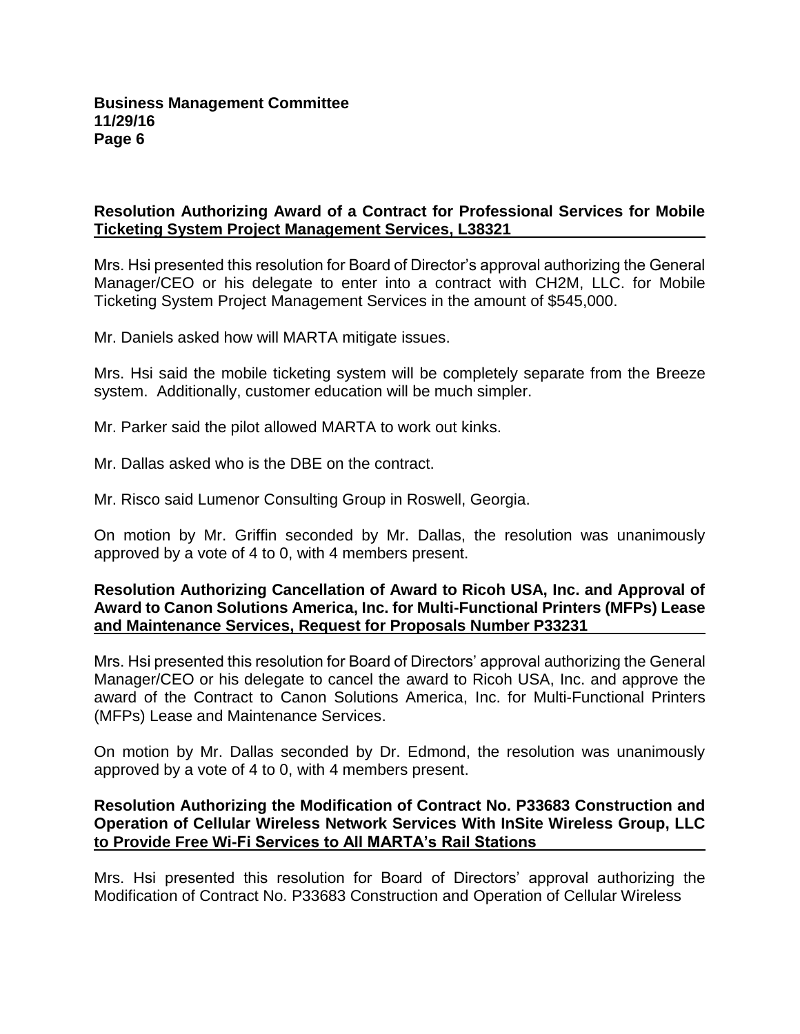**Resolution Authorizing Award of a Contract for Professional Services for Mobile Ticketing System Project Management Services, L38321**

Mrs. Hsi presented this resolution for Board of Director's approval authorizing the General Manager/CEO or his delegate to enter into a contract with CH2M, LLC. for Mobile Ticketing System Project Management Services in the amount of $545,000.

Mr. Daniels asked how will MARTA mitigate issues.

Mrs. Hsi said the mobile ticketing system will be completely separate from the Breeze system. Additionally, customer education will be much simpler.

Mr. Parker said the pilot allowed MARTA to work out kinks.

Mr. Dallas asked who is the DBE on the contract.

Mr. Risco said Lumenor Consulting Group in Roswell, Georgia.

On motion by Mr. Griffin seconded by Mr. Dallas, the resolution was unanimously approved by a vote of 4 to 0, with 4 members present.

**Resolution Authorizing Cancellation of Award to Ricoh USA, Inc. and Approval of Award to Canon Solutions America, Inc. for Multi-Functional Printers (MFPs) Lease and Maintenance Services, Request for Proposals Number P33231**

Mrs. Hsi presented this resolution for Board of Directors' approval authorizing the General Manager/CEO or his delegate to cancel the award to Ricoh USA, Inc. and approve the award of the Contract to Canon Solutions America, Inc. for Multi-Functional Printers (MFPs) Lease and Maintenance Services.

On motion by Mr. Dallas seconded by Dr. Edmond, the resolution was unanimously approved by a vote of 4 to 0, with 4 members present.

**Resolution Authorizing the Modification of Contract No. P33683 Construction and Operation of Cellular Wireless Network Services With InSite Wireless Group, LLC to Provide Free Wi-Fi Services to All MARTA's Rail Stations**

Mrs. Hsi presented this resolution for Board of Directors' approval authorizing the Modification of Contract No. P33683 Construction and Operation of Cellular Wireless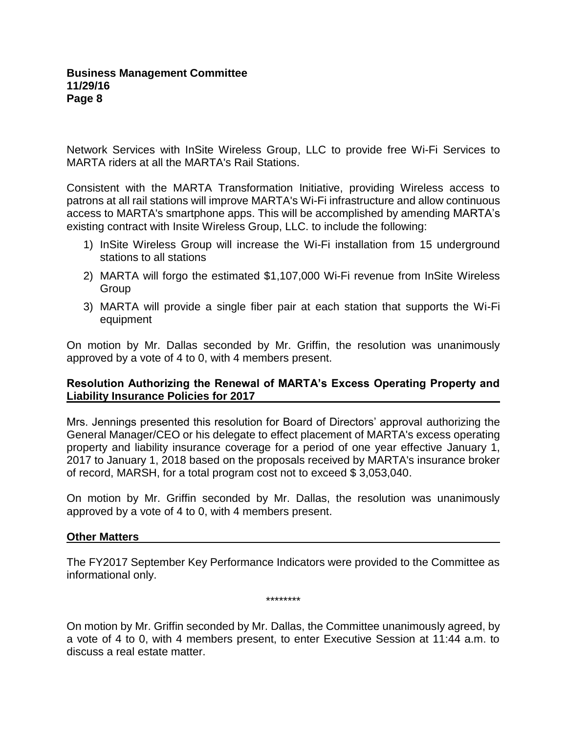Network Services with InSite Wireless Group, LLC to provide free Wi-Fi Services to MARTA riders at all the MARTA's Rail Stations.

Consistent with the MARTA Transformation Initiative, providing Wireless access to patrons at all rail stations will improve MARTA's Wi-Fi infrastructure and allow continuous access to MARTA's smartphone apps. This will be accomplished by amending MARTA's existing contract with Insite Wireless Group, LLC. to include the following:

1) InSite Wireless Group will increase the Wi-Fi installation from 15 underground stations to all stations
2) MARTA will forgo the estimated $1,107,000 Wi-Fi revenue from InSite Wireless Group
3) MARTA will provide a single fiber pair at each station that supports the Wi-Fi equipment

On motion by Mr. Dallas seconded by Mr. Griffin, the resolution was unanimously approved by a vote of 4 to 0, with 4 members present.

**Resolution Authorizing the Renewal of MARTA's Excess Operating Property and Liability Insurance Policies for 2017**

Mrs. Jennings presented this resolution for Board of Directors' approval authorizing the General Manager/CEO or his delegate to effect placement of MARTA's excess operating property and liability insurance coverage for a period of one year effective January 1, 2017 to January 1, 2018 based on the proposals received by MARTA's insurance broker of record, MARSH, for a total program cost not to exceed $ 3,053,040.

On motion by Mr. Griffin seconded by Mr. Dallas, the resolution was unanimously approved by a vote of 4 to 0, with 4 members present.

**Other Matters**

The FY2017 September Key Performance Indicators were provided to the Committee as informational only.

********

On motion by Mr. Griffin seconded by Mr. Dallas, the Committee unanimously agreed, by a vote of 4 to 0, with 4 members present, to enter Executive Session at 11:44 a.m. to discuss a real estate matter.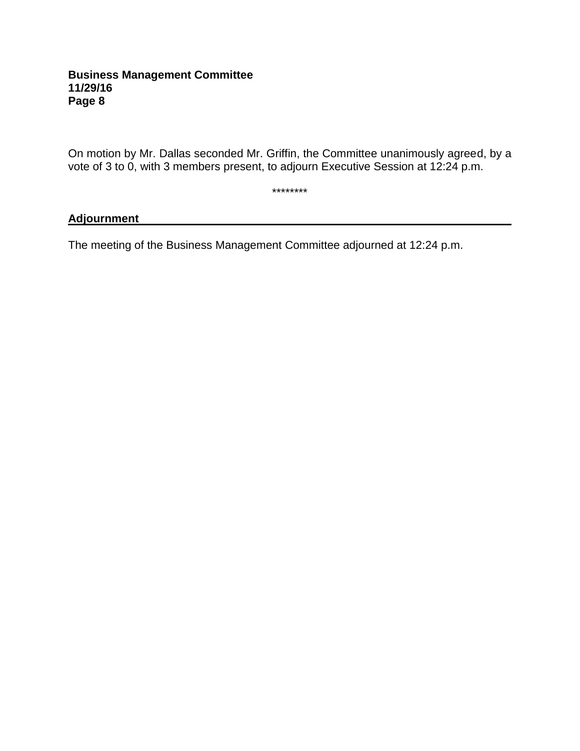On motion by Mr. Dallas seconded Mr. Griffin, the Committee unanimously agreed, by a vote of 3 to 0, with 3 members present, to adjourn Executive Session at 12:24 p.m.

********

## Adjournment

The meeting of the Business Management Committee adjourned at 12:24 p.m.